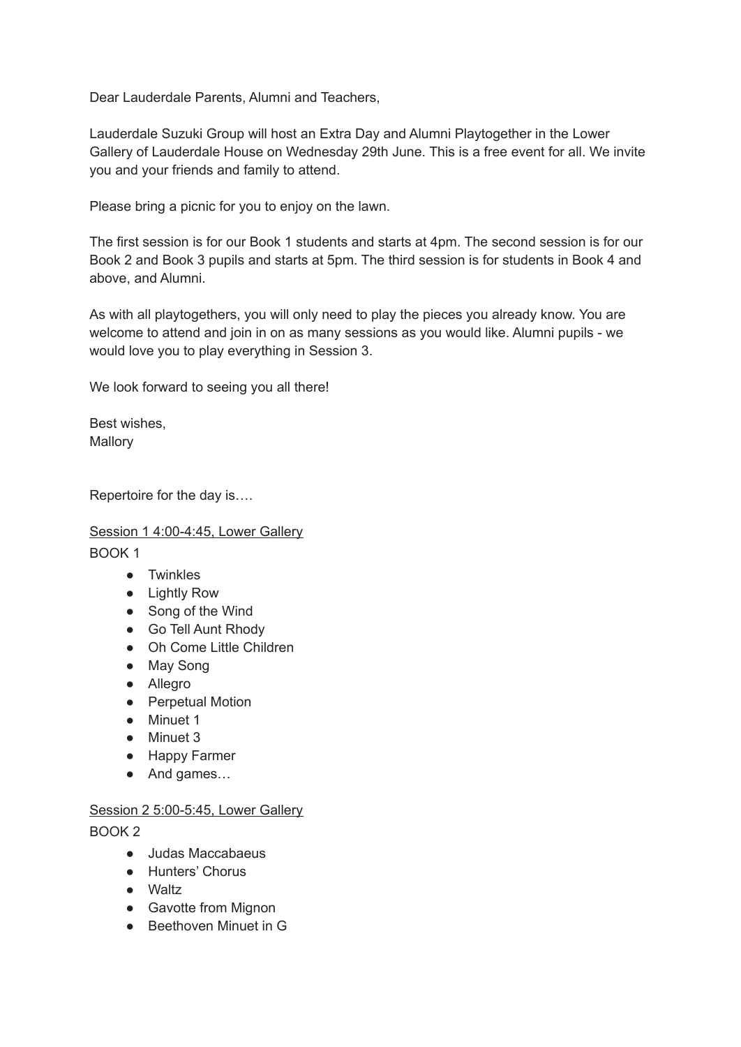Dear Lauderdale Parents, Alumni and Teachers,

Lauderdale Suzuki Group will host an Extra Day and Alumni Playtogether in the Lower Gallery of Lauderdale House on Wednesday 29th June. This is a free event for all. We invite you and your friends and family to attend.

Please bring a picnic for you to enjoy on the lawn.

The first session is for our Book 1 students and starts at 4pm. The second session is for our Book 2 and Book 3 pupils and starts at 5pm. The third session is for students in Book 4 and above, and Alumni.

As with all playtogethers, you will only need to play the pieces you already know. You are welcome to attend and join in on as many sessions as you would like. Alumni pupils - we would love you to play everything in Session 3.

We look forward to seeing you all there!

Best wishes,
Mallory

Repertoire for the day is….

<u>Session 1 4:00-4:45, Lower Gallery</u>

BOOK 1

- Twinkles
- Lightly Row
- Song of the Wind
- Go Tell Aunt Rhody
- Oh Come Little Children
- May Song
- Allegro
- Perpetual Motion
- Minuet 1
- Minuet 3
- Happy Farmer
- And games…

<u>Session 2 5:00-5:45, Lower Gallery</u>

BOOK 2

- Judas Maccabaeus
- Hunters' Chorus
- Waltz
- Gavotte from Mignon
- Beethoven Minuet in G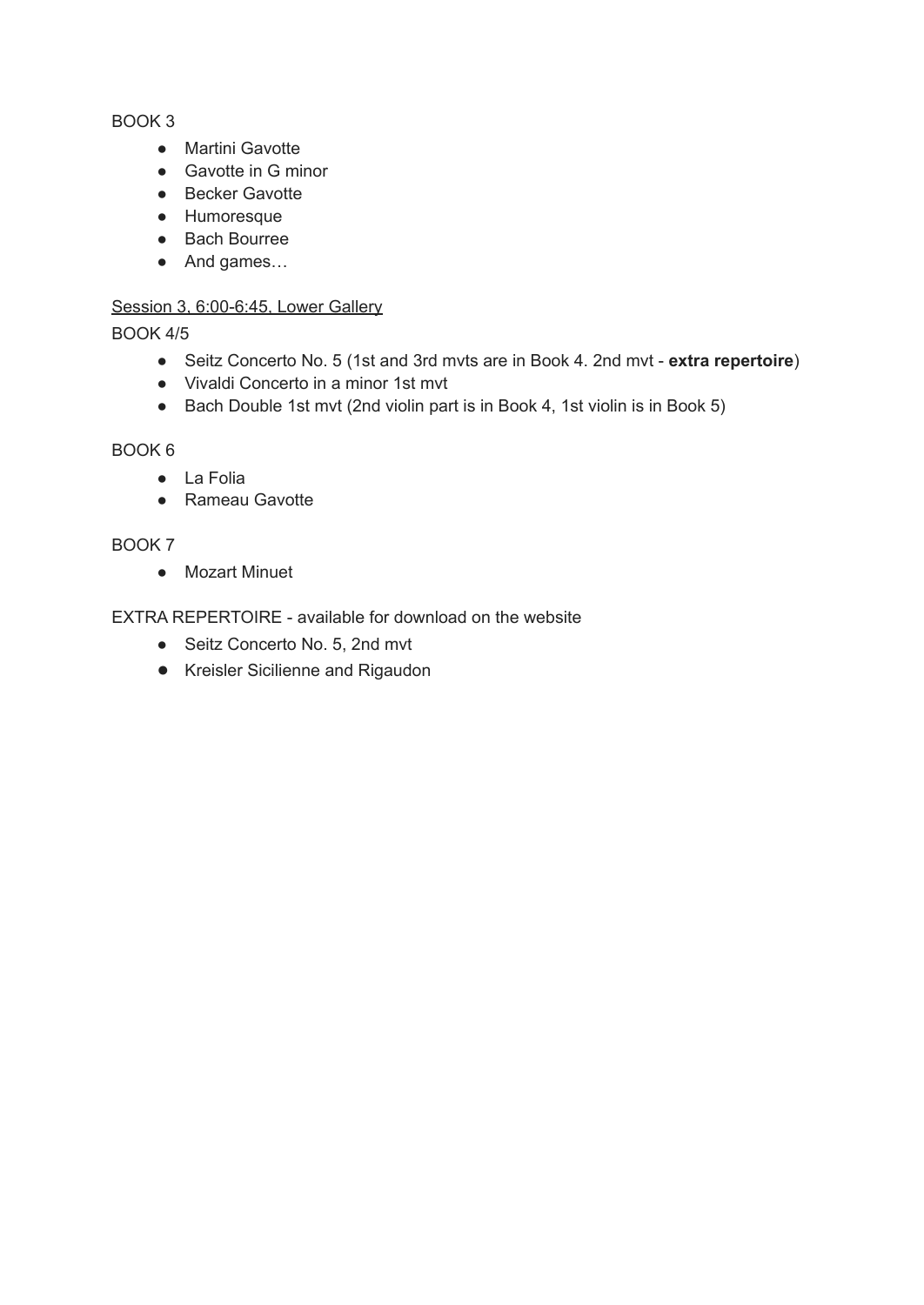BOOK 3

- Martini Gavotte
- Gavotte in G minor
- Becker Gavotte
- Humoresque
- Bach Bourree
- And games…

<u>Session 3, 6:00-6:45, Lower Gallery</u>

BOOK 4/5

- Seitz Concerto No. 5 (1st and 3rd mvts are in Book 4. 2nd mvt - **extra repertoire**)
- Vivaldi Concerto in a minor 1st mvt
- Bach Double 1st mvt (2nd violin part is in Book 4, 1st violin is in Book 5)

BOOK 6

- La Folia
- Rameau Gavotte

BOOK 7

- Mozart Minuet

EXTRA REPERTOIRE - available for download on the website

- Seitz Concerto No. 5, 2nd mvt
- Kreisler Sicilienne and Rigaudon